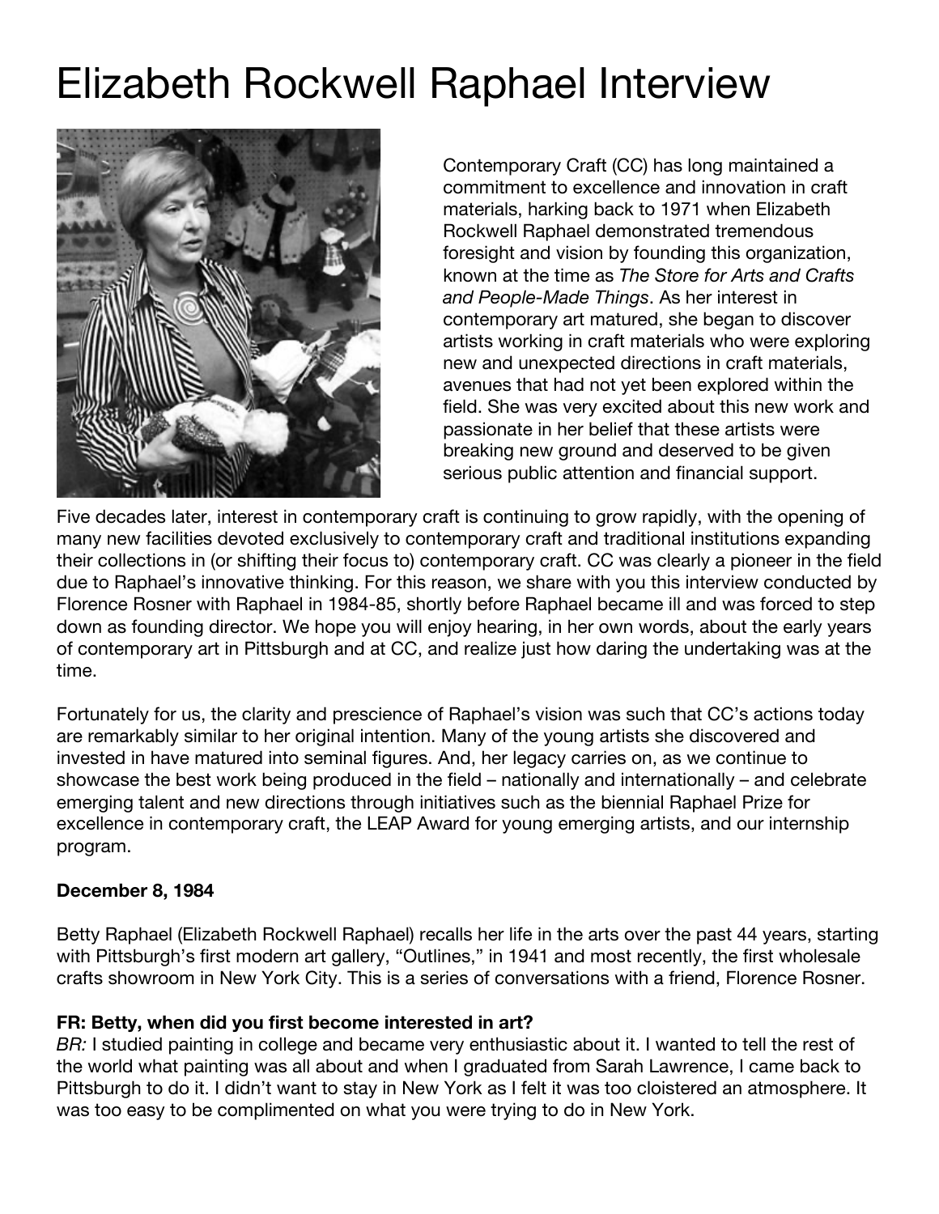# Elizabeth Rockwell Raphael Interview

Contemporary Craft (CC) has long maintained a commitment to excellence and innovation in craft materials, harking back to 1971 when Elizabeth Rockwell Raphael demonstrated tremendous foresight and vision by founding this organization, known at the time as *The Store for Arts and Crafts and People-Made Things*. As her interest in contemporary art matured, she began to discover artists working in craft materials who were exploring new and unexpected directions in craft materials, avenues that had not yet been explored within the field. She was very excited about this new work and passionate in her belief that these artists were breaking new ground and deserved to be given serious public attention and financial support.

Five decades later, interest in contemporary craft is continuing to grow rapidly, with the opening of many new facilities devoted exclusively to contemporary craft and traditional institutions expanding their collections in (or shifting their focus to) contemporary craft. CC was clearly a pioneer in the field due to Raphael's innovative thinking. For this reason, we share with you this interview conducted by Florence Rosner with Raphael in 1984-85, shortly before Raphael became ill and was forced to step down as founding director. We hope you will enjoy hearing, in her own words, about the early years of contemporary art in Pittsburgh and at CC, and realize just how daring the undertaking was at the time.

Fortunately for us, the clarity and prescience of Raphael's vision was such that CC's actions today are remarkably similar to her original intention. Many of the young artists she discovered and invested in have matured into seminal figures. And, her legacy carries on, as we continue to showcase the best work being produced in the field – nationally and internationally – and celebrate emerging talent and new directions through initiatives such as the biennial Raphael Prize for excellence in contemporary craft, the LEAP Award for young emerging artists, and our internship program.

**December 8, 1984**

Betty Raphael (Elizabeth Rockwell Raphael) recalls her life in the arts over the past 44 years, starting with Pittsburgh's first modern art gallery, "Outlines," in 1941 and most recently, the first wholesale crafts showroom in New York City. This is a series of conversations with a friend, Florence Rosner.

**FR: Betty, when did you first become interested in art?**

*BR:* I studied painting in college and became very enthusiastic about it. I wanted to tell the rest of the world what painting was all about and when I graduated from Sarah Lawrence, I came back to Pittsburgh to do it. I didn't want to stay in New York as I felt it was too cloistered an atmosphere. It was too easy to be complimented on what you were trying to do in New York.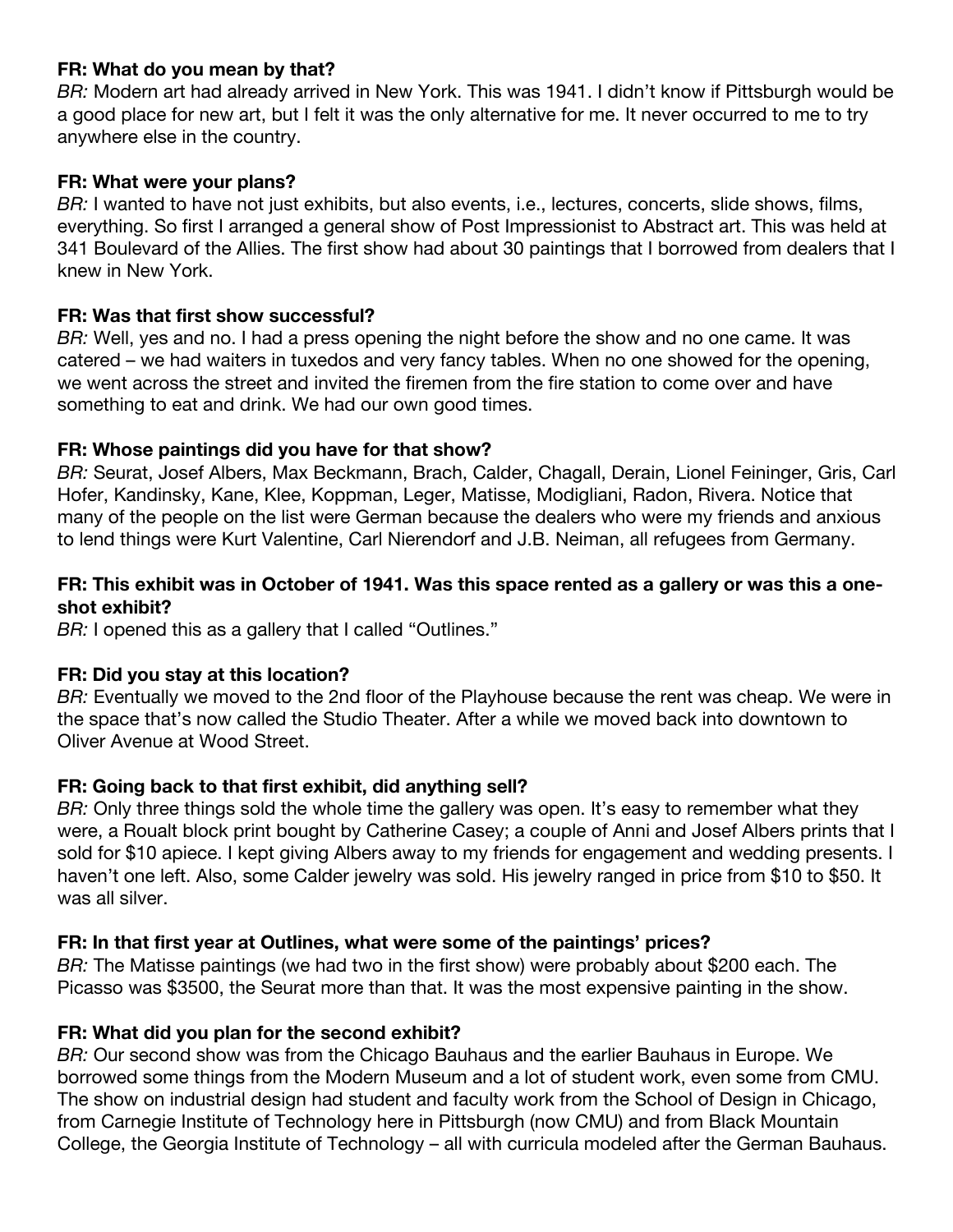**FR: What do you mean by that?**
*BR:* Modern art had already arrived in New York. This was 1941. I didn't know if Pittsburgh would be a good place for new art, but I felt it was the only alternative for me. It never occurred to me to try anywhere else in the country.

**FR: What were your plans?**
*BR:* I wanted to have not just exhibits, but also events, i.e., lectures, concerts, slide shows, films, everything. So first I arranged a general show of Post Impressionist to Abstract art. This was held at 341 Boulevard of the Allies. The first show had about 30 paintings that I borrowed from dealers that I knew in New York.

**FR: Was that first show successful?**
*BR:* Well, yes and no. I had a press opening the night before the show and no one came. It was catered – we had waiters in tuxedos and very fancy tables. When no one showed for the opening, we went across the street and invited the firemen from the fire station to come over and have something to eat and drink. We had our own good times.

**FR: Whose paintings did you have for that show?**
*BR:* Seurat, Josef Albers, Max Beckmann, Brach, Calder, Chagall, Derain, Lionel Feininger, Gris, Carl Hofer, Kandinsky, Kane, Klee, Koppman, Leger, Matisse, Modigliani, Radon, Rivera. Notice that many of the people on the list were German because the dealers who were my friends and anxious to lend things were Kurt Valentine, Carl Nierendorf and J.B. Neiman, all refugees from Germany.

**FR: This exhibit was in October of 1941. Was this space rented as a gallery or was this a one-shot exhibit?**
*BR:* I opened this as a gallery that I called "Outlines."

**FR: Did you stay at this location?**
*BR:* Eventually we moved to the 2nd floor of the Playhouse because the rent was cheap. We were in the space that's now called the Studio Theater. After a while we moved back into downtown to Oliver Avenue at Wood Street.

**FR: Going back to that first exhibit, did anything sell?**
*BR:* Only three things sold the whole time the gallery was open. It's easy to remember what they were, a Rouault block print bought by Catherine Casey; a couple of Anni and Josef Albers prints that I sold for $10 apiece. I kept giving Albers away to my friends for engagement and wedding presents. I haven't one left. Also, some Calder jewelry was sold. His jewelry ranged in price from $10 to $50. It was all silver.

**FR: In that first year at Outlines, what were some of the paintings' prices?**
*BR:* The Matisse paintings (we had two in the first show) were probably about $200 each. The Picasso was $3500, the Seurat more than that. It was the most expensive painting in the show.

**FR: What did you plan for the second exhibit?**
*BR:* Our second show was from the Chicago Bauhaus and the earlier Bauhaus in Europe. We borrowed some things from the Modern Museum and a lot of student work, even some from CMU. The show on industrial design had student and faculty work from the School of Design in Chicago, from Carnegie Institute of Technology here in Pittsburgh (now CMU) and from Black Mountain College, the Georgia Institute of Technology – all with curricula modeled after the German Bauhaus.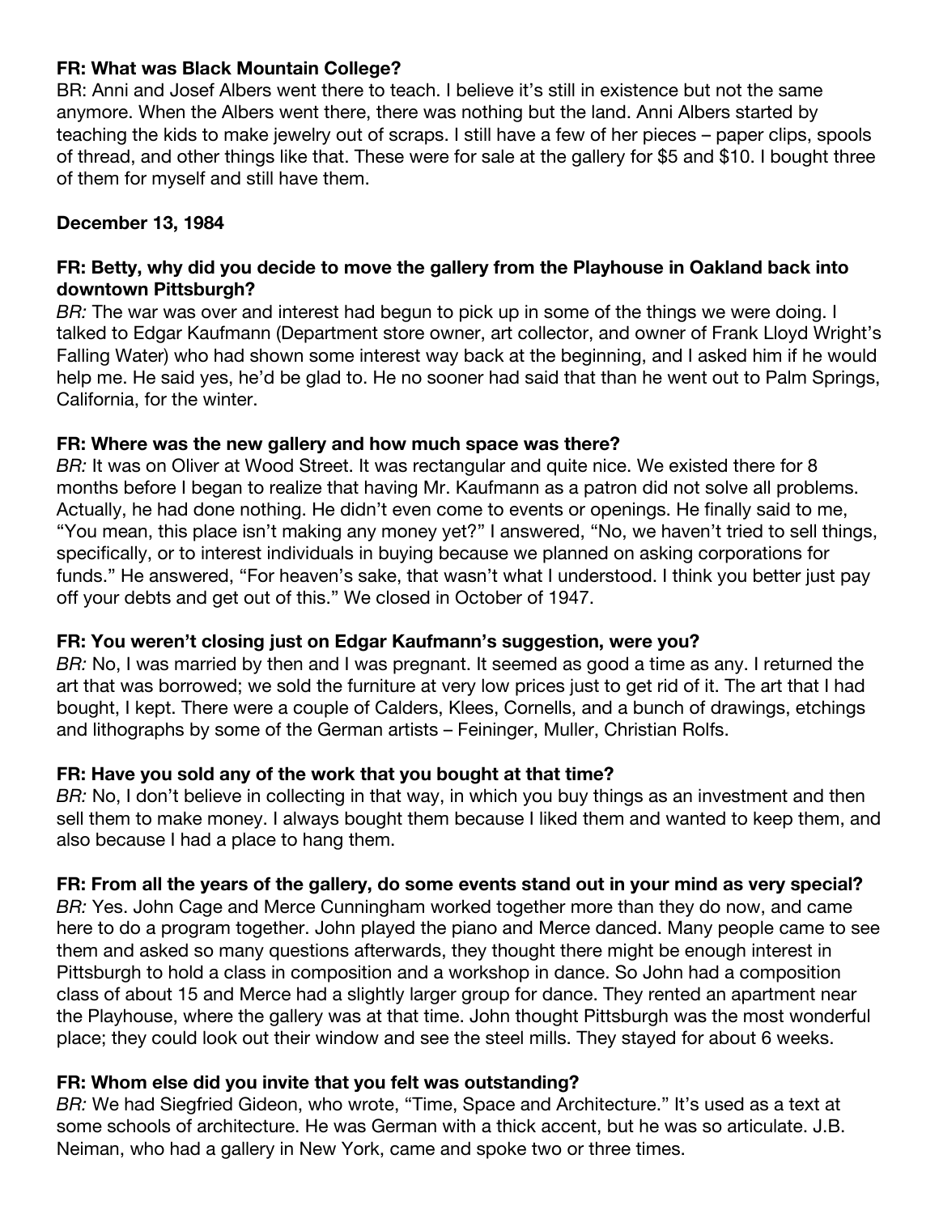**FR: What was Black Mountain College?**
BR: Anni and Josef Albers went there to teach. I believe it's still in existence but not the same anymore. When the Albers went there, there was nothing but the land. Anni Albers started by teaching the kids to make jewelry out of scraps. I still have a few of her pieces – paper clips, spools of thread, and other things like that. These were for sale at the gallery for $5 and $10. I bought three of them for myself and still have them.

**December 13, 1984**

**FR: Betty, why did you decide to move the gallery from the Playhouse in Oakland back into downtown Pittsburgh?**
*BR:* The war was over and interest had begun to pick up in some of the things we were doing. I talked to Edgar Kaufmann (Department store owner, art collector, and owner of Frank Lloyd Wright's Falling Water) who had shown some interest way back at the beginning, and I asked him if he would help me. He said yes, he'd be glad to. He no sooner had said that than he went out to Palm Springs, California, for the winter.

**FR: Where was the new gallery and how much space was there?**
*BR:* It was on Oliver at Wood Street. It was rectangular and quite nice. We existed there for 8 months before I began to realize that having Mr. Kaufmann as a patron did not solve all problems. Actually, he had done nothing. He didn't even come to events or openings. He finally said to me, "You mean, this place isn't making any money yet?" I answered, "No, we haven't tried to sell things, specifically, or to interest individuals in buying because we planned on asking corporations for funds." He answered, "For heaven's sake, that wasn't what I understood. I think you better just pay off your debts and get out of this." We closed in October of 1947.

**FR: You weren't closing just on Edgar Kaufmann's suggestion, were you?**
*BR:* No, I was married by then and I was pregnant. It seemed as good a time as any. I returned the art that was borrowed; we sold the furniture at very low prices just to get rid of it. The art that I had bought, I kept. There were a couple of Calders, Klees, Cornells, and a bunch of drawings, etchings and lithographs by some of the German artists – Feininger, Muller, Christian Rolfs.

**FR: Have you sold any of the work that you bought at that time?**
*BR:* No, I don't believe in collecting in that way, in which you buy things as an investment and then sell them to make money. I always bought them because I liked them and wanted to keep them, and also because I had a place to hang them.

**FR: From all the years of the gallery, do some events stand out in your mind as very special?**
*BR:* Yes. John Cage and Merce Cunningham worked together more than they do now, and came here to do a program together. John played the piano and Merce danced. Many people came to see them and asked so many questions afterwards, they thought there might be enough interest in Pittsburgh to hold a class in composition and a workshop in dance. So John had a composition class of about 15 and Merce had a slightly larger group for dance. They rented an apartment near the Playhouse, where the gallery was at that time. John thought Pittsburgh was the most wonderful place; they could look out their window and see the steel mills. They stayed for about 6 weeks.

**FR: Whom else did you invite that you felt was outstanding?**
*BR:* We had Siegfried Gideon, who wrote, "Time, Space and Architecture." It's used as a text at some schools of architecture. He was German with a thick accent, but he was so articulate. J.B. Neiman, who had a gallery in New York, came and spoke two or three times.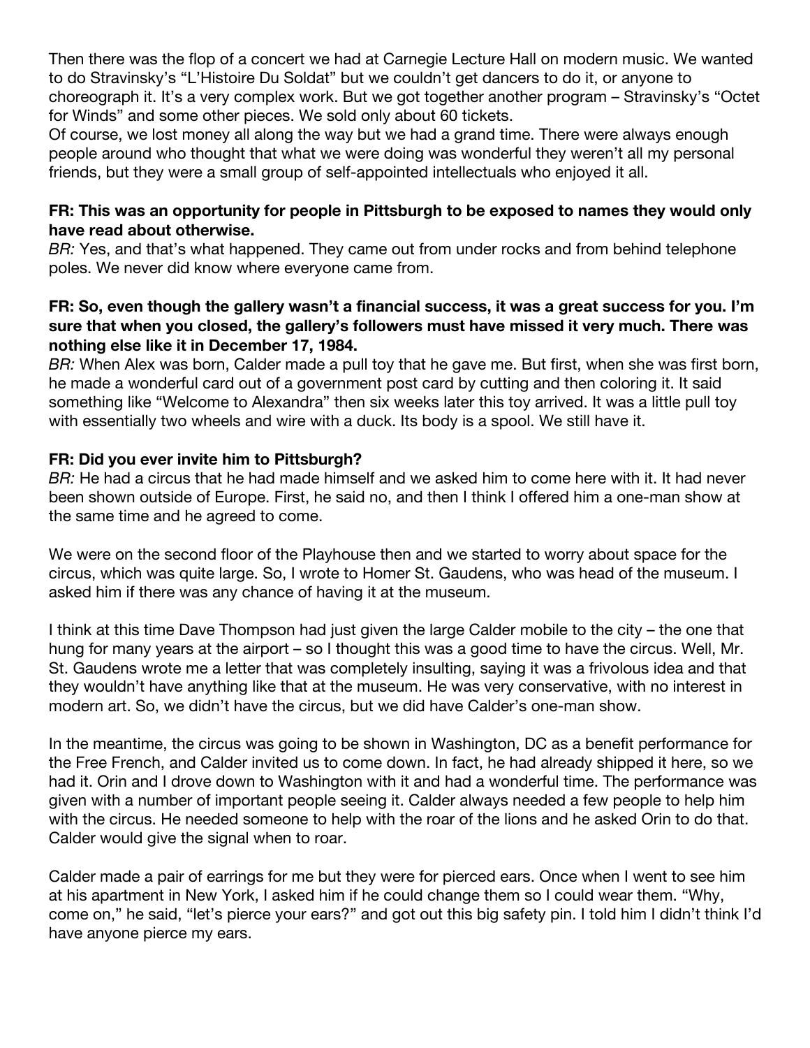Then there was the flop of a concert we had at Carnegie Lecture Hall on modern music. We wanted to do Stravinsky's "L'Histoire Du Soldat" but we couldn't get dancers to do it, or anyone to choreograph it. It's a very complex work. But we got together another program – Stravinsky's "Octet for Winds" and some other pieces. We sold only about 60 tickets.
Of course, we lost money all along the way but we had a grand time. There were always enough people around who thought that what we were doing was wonderful they weren't all my personal friends, but they were a small group of self-appointed intellectuals who enjoyed it all.

**FR: This was an opportunity for people in Pittsburgh to be exposed to names they would only have read about otherwise.**
*BR:* Yes, and that's what happened. They came out from under rocks and from behind telephone poles. We never did know where everyone came from.

**FR: So, even though the gallery wasn't a financial success, it was a great success for you. I'm sure that when you closed, the gallery's followers must have missed it very much. There was nothing else like it in December 17, 1984.**
*BR:* When Alex was born, Calder made a pull toy that he gave me. But first, when she was first born, he made a wonderful card out of a government post card by cutting and then coloring it. It said something like "Welcome to Alexandra" then six weeks later this toy arrived. It was a little pull toy with essentially two wheels and wire with a duck. Its body is a spool. We still have it.

**FR: Did you ever invite him to Pittsburgh?**
*BR:* He had a circus that he had made himself and we asked him to come here with it. It had never been shown outside of Europe. First, he said no, and then I think I offered him a one-man show at the same time and he agreed to come.

We were on the second floor of the Playhouse then and we started to worry about space for the circus, which was quite large. So, I wrote to Homer St. Gaudens, who was head of the museum. I asked him if there was any chance of having it at the museum.

I think at this time Dave Thompson had just given the large Calder mobile to the city – the one that hung for many years at the airport – so I thought this was a good time to have the circus. Well, Mr. St. Gaudens wrote me a letter that was completely insulting, saying it was a frivolous idea and that they wouldn't have anything like that at the museum. He was very conservative, with no interest in modern art. So, we didn't have the circus, but we did have Calder's one-man show.

In the meantime, the circus was going to be shown in Washington, DC as a benefit performance for the Free French, and Calder invited us to come down. In fact, he had already shipped it here, so we had it. Orin and I drove down to Washington with it and had a wonderful time. The performance was given with a number of important people seeing it. Calder always needed a few people to help him with the circus. He needed someone to help with the roar of the lions and he asked Orin to do that. Calder would give the signal when to roar.

Calder made a pair of earrings for me but they were for pierced ears. Once when I went to see him at his apartment in New York, I asked him if he could change them so I could wear them. "Why, come on," he said, "let's pierce your ears?" and got out this big safety pin. I told him I didn't think I'd have anyone pierce my ears.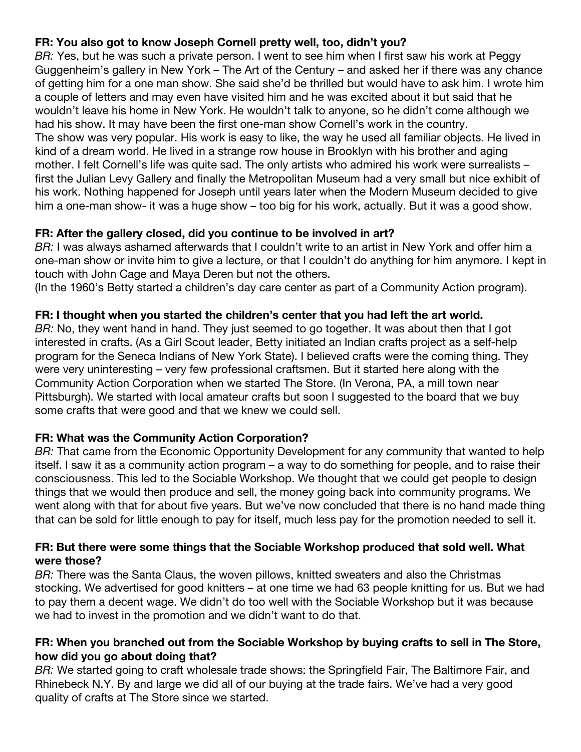**FR: You also got to know Joseph Cornell pretty well, too, didn't you?**
*BR:* Yes, but he was such a private person. I went to see him when I first saw his work at Peggy Guggenheim's gallery in New York – The Art of the Century – and asked her if there was any chance of getting him for a one man show. She said she'd be thrilled but would have to ask him. I wrote him a couple of letters and may even have visited him and he was excited about it but said that he wouldn't leave his home in New York. He wouldn't talk to anyone, so he didn't come although we had his show. It may have been the first one-man show Cornell's work in the country.
The show was very popular. His work is easy to like, the way he used all familiar objects. He lived in kind of a dream world. He lived in a strange row house in Brooklyn with his brother and aging mother. I felt Cornell's life was quite sad. The only artists who admired his work were surrealists – first the Julian Levy Gallery and finally the Metropolitan Museum had a very small but nice exhibit of his work. Nothing happened for Joseph until years later when the Modern Museum decided to give him a one-man show- it was a huge show – too big for his work, actually. But it was a good show.

**FR: After the gallery closed, did you continue to be involved in art?**
*BR:* I was always ashamed afterwards that I couldn't write to an artist in New York and offer him a one-man show or invite him to give a lecture, or that I couldn't do anything for him anymore. I kept in touch with John Cage and Maya Deren but not the others.
(In the 1960's Betty started a children's day care center as part of a Community Action program).

**FR: I thought when you started the children's center that you had left the art world.**
*BR:* No, they went hand in hand. They just seemed to go together. It was about then that I got interested in crafts. (As a Girl Scout leader, Betty initiated an Indian crafts project as a self-help program for the Seneca Indians of New York State). I believed crafts were the coming thing. They were very uninteresting – very few professional craftsmen. But it started here along with the Community Action Corporation when we started The Store. (In Verona, PA, a mill town near Pittsburgh). We started with local amateur crafts but soon I suggested to the board that we buy some crafts that were good and that we knew we could sell.

**FR: What was the Community Action Corporation?**
*BR:* That came from the Economic Opportunity Development for any community that wanted to help itself. I saw it as a community action program – a way to do something for people, and to raise their consciousness. This led to the Sociable Workshop. We thought that we could get people to design things that we would then produce and sell, the money going back into community programs. We went along with that for about five years. But we've now concluded that there is no hand made thing that can be sold for little enough to pay for itself, much less pay for the promotion needed to sell it.

**FR: But there were some things that the Sociable Workshop produced that sold well. What were those?**
*BR:* There was the Santa Claus, the woven pillows, knitted sweaters and also the Christmas stocking. We advertised for good knitters – at one time we had 63 people knitting for us. But we had to pay them a decent wage. We didn't do too well with the Sociable Workshop but it was because we had to invest in the promotion and we didn't want to do that.

**FR: When you branched out from the Sociable Workshop by buying crafts to sell in The Store, how did you go about doing that?**
*BR:* We started going to craft wholesale trade shows: the Springfield Fair, The Baltimore Fair, and Rhinebeck N.Y. By and large we did all of our buying at the trade fairs. We've had a very good quality of crafts at The Store since we started.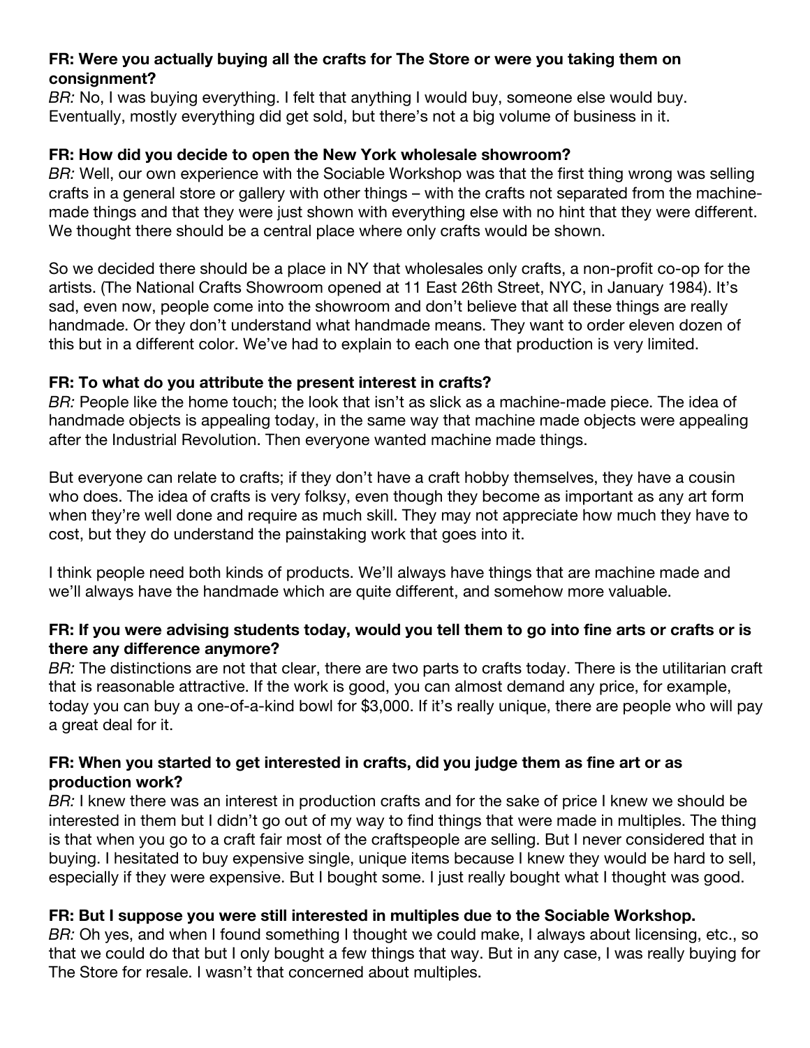**FR: Were you actually buying all the crafts for The Store or were you taking them on consignment?**
*BR:* No, I was buying everything. I felt that anything I would buy, someone else would buy. Eventually, mostly everything did get sold, but there's not a big volume of business in it.

**FR: How did you decide to open the New York wholesale showroom?**
*BR:* Well, our own experience with the Sociable Workshop was that the first thing wrong was selling crafts in a general store or gallery with other things – with the crafts not separated from the machine-made things and that they were just shown with everything else with no hint that they were different. We thought there should be a central place where only crafts would be shown.

So we decided there should be a place in NY that wholesales only crafts, a non-profit co-op for the artists. (The National Crafts Showroom opened at 11 East 26th Street, NYC, in January 1984). It's sad, even now, people come into the showroom and don't believe that all these things are really handmade. Or they don't understand what handmade means. They want to order eleven dozen of this but in a different color. We've had to explain to each one that production is very limited.

**FR: To what do you attribute the present interest in crafts?**
*BR:* People like the home touch; the look that isn't as slick as a machine-made piece. The idea of handmade objects is appealing today, in the same way that machine made objects were appealing after the Industrial Revolution. Then everyone wanted machine made things.

But everyone can relate to crafts; if they don't have a craft hobby themselves, they have a cousin who does. The idea of crafts is very folksy, even though they become as important as any art form when they're well done and require as much skill. They may not appreciate how much they have to cost, but they do understand the painstaking work that goes into it.

I think people need both kinds of products. We'll always have things that are machine made and we'll always have the handmade which are quite different, and somehow more valuable.

**FR: If you were advising students today, would you tell them to go into fine arts or crafts or is there any difference anymore?**
*BR:* The distinctions are not that clear, there are two parts to crafts today. There is the utilitarian craft that is reasonable attractive. If the work is good, you can almost demand any price, for example, today you can buy a one-of-a-kind bowl for $3,000. If it's really unique, there are people who will pay a great deal for it.

**FR: When you started to get interested in crafts, did you judge them as fine art or as production work?**
*BR:* I knew there was an interest in production crafts and for the sake of price I knew we should be interested in them but I didn't go out of my way to find things that were made in multiples. The thing is that when you go to a craft fair most of the craftspeople are selling. But I never considered that in buying. I hesitated to buy expensive single, unique items because I knew they would be hard to sell, especially if they were expensive. But I bought some. I just really bought what I thought was good.

**FR: But I suppose you were still interested in multiples due to the Sociable Workshop.**
*BR:* Oh yes, and when I found something I thought we could make, I always about licensing, etc., so that we could do that but I only bought a few things that way. But in any case, I was really buying for The Store for resale. I wasn't that concerned about multiples.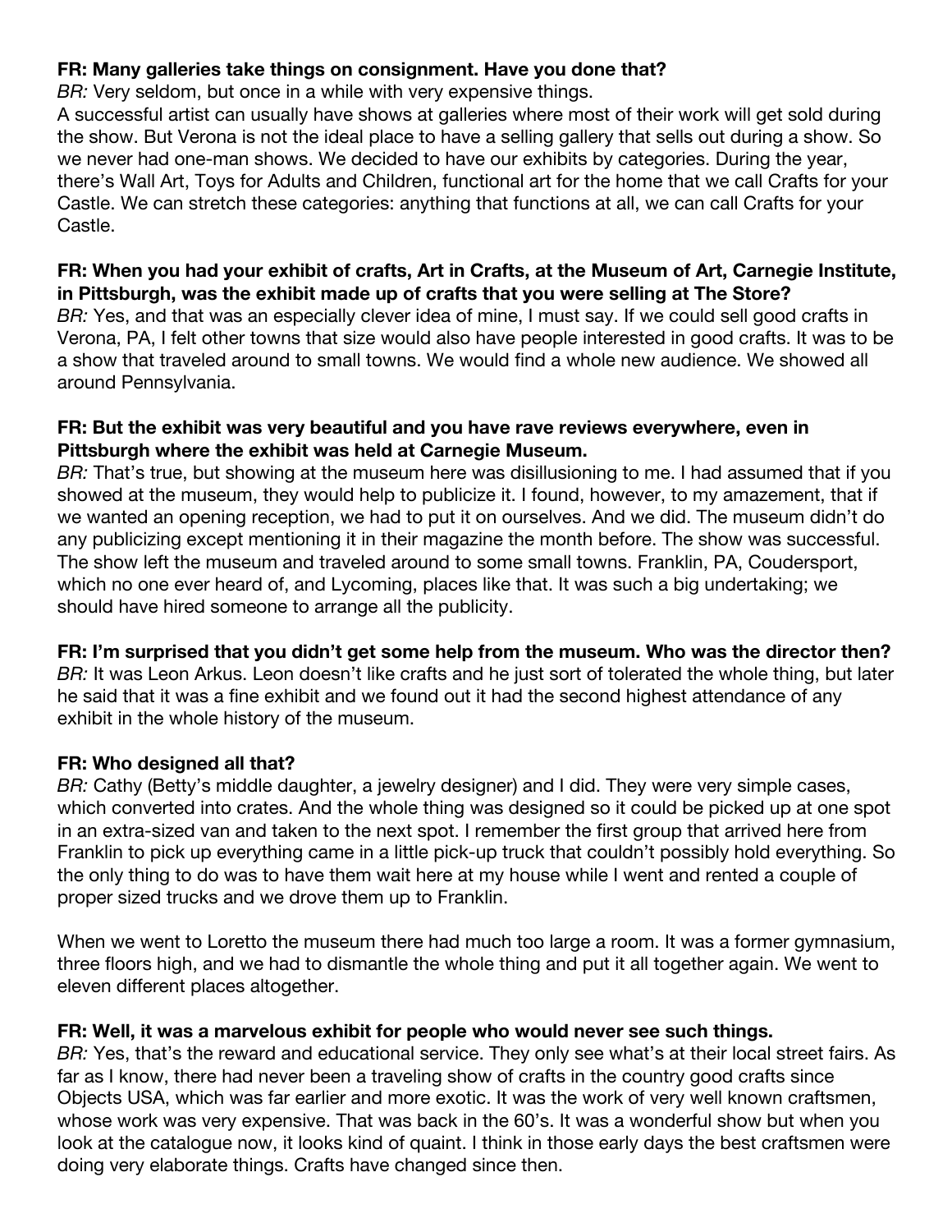**FR: Many galleries take things on consignment. Have you done that?**
*BR:* Very seldom, but once in a while with very expensive things.
A successful artist can usually have shows at galleries where most of their work will get sold during the show. But Verona is not the ideal place to have a selling gallery that sells out during a show. So we never had one-man shows. We decided to have our exhibits by categories. During the year, there's Wall Art, Toys for Adults and Children, functional art for the home that we call Crafts for your Castle. We can stretch these categories: anything that functions at all, we can call Crafts for your Castle.

**FR: When you had your exhibit of crafts, Art in Crafts, at the Museum of Art, Carnegie Institute, in Pittsburgh, was the exhibit made up of crafts that you were selling at The Store?**
*BR:* Yes, and that was an especially clever idea of mine, I must say. If we could sell good crafts in Verona, PA, I felt other towns that size would also have people interested in good crafts. It was to be a show that traveled around to small towns. We would find a whole new audience. We showed all around Pennsylvania.

**FR: But the exhibit was very beautiful and you have rave reviews everywhere, even in Pittsburgh where the exhibit was held at Carnegie Museum.**
*BR:* That's true, but showing at the museum here was disillusioning to me. I had assumed that if you showed at the museum, they would help to publicize it. I found, however, to my amazement, that if we wanted an opening reception, we had to put it on ourselves. And we did. The museum didn't do any publicizing except mentioning it in their magazine the month before. The show was successful. The show left the museum and traveled around to some small towns. Franklin, PA, Coudersport, which no one ever heard of, and Lycoming, places like that. It was such a big undertaking; we should have hired someone to arrange all the publicity.

**FR: I'm surprised that you didn't get some help from the museum. Who was the director then?**
*BR:* It was Leon Arkus. Leon doesn't like crafts and he just sort of tolerated the whole thing, but later he said that it was a fine exhibit and we found out it had the second highest attendance of any exhibit in the whole history of the museum.

**FR: Who designed all that?**
*BR:* Cathy (Betty's middle daughter, a jewelry designer) and I did. They were very simple cases, which converted into crates. And the whole thing was designed so it could be picked up at one spot in an extra-sized van and taken to the next spot. I remember the first group that arrived here from Franklin to pick up everything came in a little pick-up truck that couldn't possibly hold everything. So the only thing to do was to have them wait here at my house while I went and rented a couple of proper sized trucks and we drove them up to Franklin.

When we went to Loretto the museum there had much too large a room. It was a former gymnasium, three floors high, and we had to dismantle the whole thing and put it all together again. We went to eleven different places altogether.

**FR: Well, it was a marvelous exhibit for people who would never see such things.**
*BR:* Yes, that's the reward and educational service. They only see what's at their local street fairs. As far as I know, there had never been a traveling show of crafts in the country good crafts since Objects USA, which was far earlier and more exotic. It was the work of very well known craftsmen, whose work was very expensive. That was back in the 60's. It was a wonderful show but when you look at the catalogue now, it looks kind of quaint. I think in those early days the best craftsmen were doing very elaborate things. Crafts have changed since then.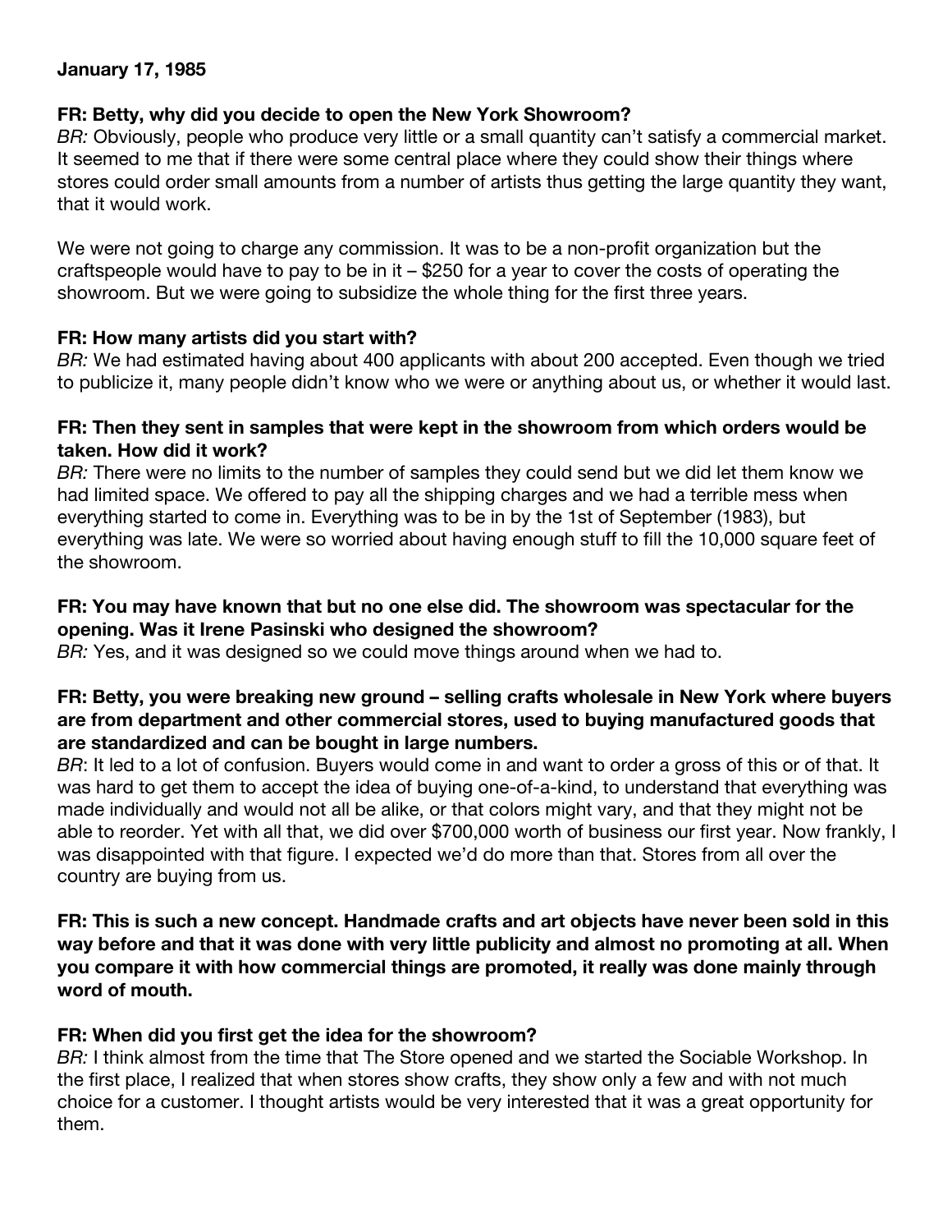**January 17, 1985**

**FR: Betty, why did you decide to open the New York Showroom?**
*BR:* Obviously, people who produce very little or a small quantity can't satisfy a commercial market. It seemed to me that if there were some central place where they could show their things where stores could order small amounts from a number of artists thus getting the large quantity they want, that it would work.

We were not going to charge any commission. It was to be a non-profit organization but the craftspeople would have to pay to be in it – $250 for a year to cover the costs of operating the showroom. But we were going to subsidize the whole thing for the first three years.

**FR: How many artists did you start with?**
*BR:* We had estimated having about 400 applicants with about 200 accepted. Even though we tried to publicize it, many people didn't know who we were or anything about us, or whether it would last.

**FR: Then they sent in samples that were kept in the showroom from which orders would be taken. How did it work?**
*BR:* There were no limits to the number of samples they could send but we did let them know we had limited space. We offered to pay all the shipping charges and we had a terrible mess when everything started to come in. Everything was to be in by the 1st of September (1983), but everything was late. We were so worried about having enough stuff to fill the 10,000 square feet of the showroom.

**FR: You may have known that but no one else did. The showroom was spectacular for the opening. Was it Irene Pasinski who designed the showroom?**
*BR:* Yes, and it was designed so we could move things around when we had to.

**FR: Betty, you were breaking new ground – selling crafts wholesale in New York where buyers are from department and other commercial stores, used to buying manufactured goods that are standardized and can be bought in large numbers.**
*BR*: It led to a lot of confusion. Buyers would come in and want to order a gross of this or of that. It was hard to get them to accept the idea of buying one-of-a-kind, to understand that everything was made individually and would not all be alike, or that colors might vary, and that they might not be able to reorder. Yet with all that, we did over $700,000 worth of business our first year. Now frankly, I was disappointed with that figure. I expected we'd do more than that. Stores from all over the country are buying from us.

**FR: This is such a new concept. Handmade crafts and art objects have never been sold in this way before and that it was done with very little publicity and almost no promoting at all. When you compare it with how commercial things are promoted, it really was done mainly through word of mouth.**

**FR: When did you first get the idea for the showroom?**
*BR:* I think almost from the time that The Store opened and we started the Sociable Workshop. In the first place, I realized that when stores show crafts, they show only a few and with not much choice for a customer. I thought artists would be very interested that it was a great opportunity for them.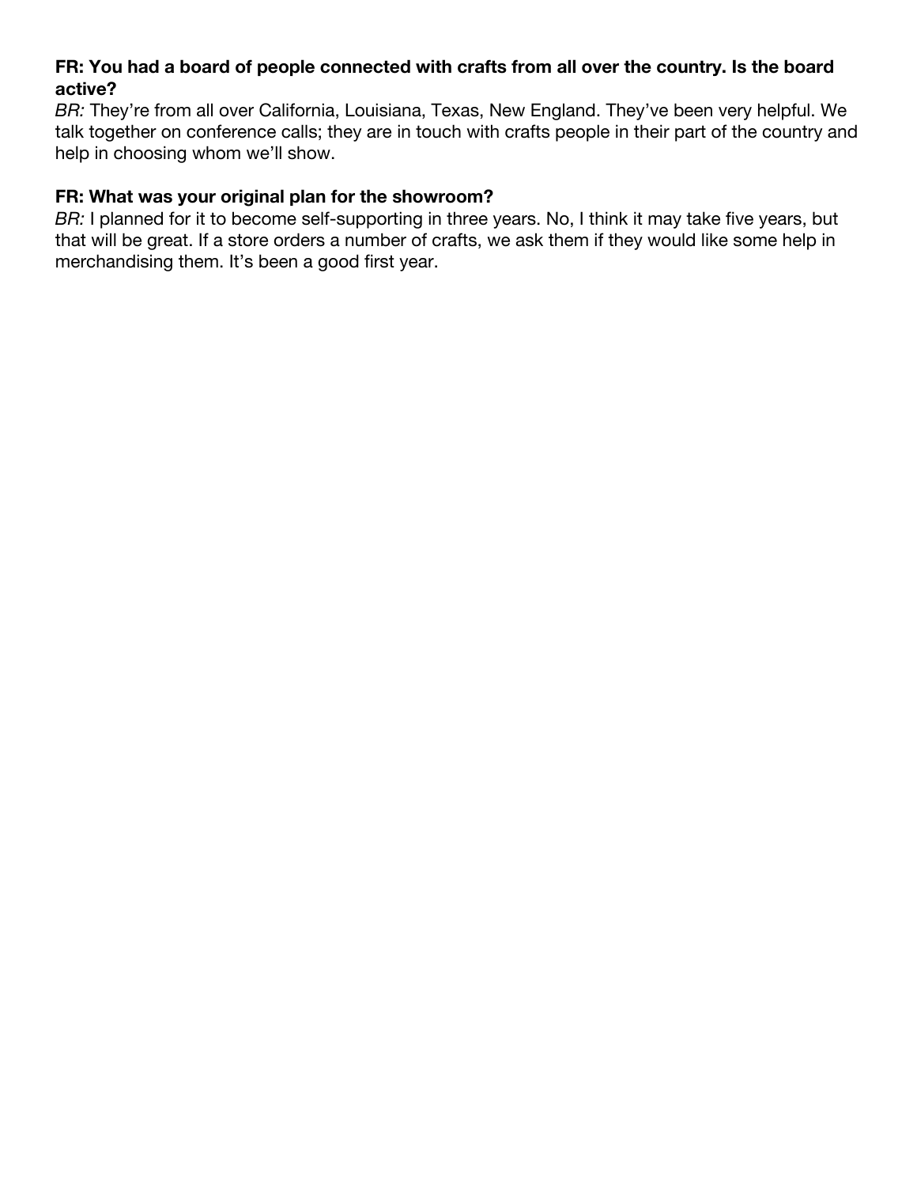**FR: You had a board of people connected with crafts from all over the country. Is the board active?**

*BR:* They're from all over California, Louisiana, Texas, New England. They've been very helpful. We talk together on conference calls; they are in touch with crafts people in their part of the country and help in choosing whom we'll show.

**FR: What was your original plan for the showroom?**

*BR:* I planned for it to become self-supporting in three years. No, I think it may take five years, but that will be great. If a store orders a number of crafts, we ask them if they would like some help in merchandising them. It's been a good first year.